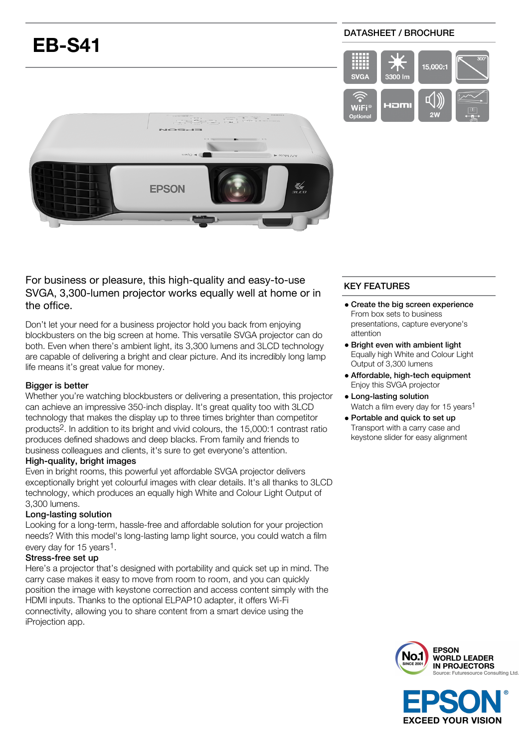# EB-S41

DATASHEET / BROCHURE

SVGA | 3300 lm | 15,000:1 | 300"

WiFi® Optional | HDMI | 2W

For business or pleasure, this high-quality and easy-to-use SVGA, 3,300-lumen projector works equally well at home or in the office.

Don't let your need for a business projector hold you back from enjoying blockbusters on the big screen at home. This versatile SVGA projector can do both. Even when there's ambient light, its 3,300 lumens and 3LCD technology are capable of delivering a bright and clear picture. And its incredibly long lamp life means it's great value for money.

**Bigger is better**
Whether you're watching blockbusters or delivering a presentation, this projector can achieve an impressive 350-inch display. It's great quality too with 3LCD technology that makes the display up to three times brighter than competitor products[2]. In addition to its bright and vivid colours, the 15,000:1 contrast ratio produces defined shadows and deep blacks. From family and friends to business colleagues and clients, it's sure to get everyone's attention.

**High-quality, bright images**
Even in bright rooms, this powerful yet affordable SVGA projector delivers exceptionally bright yet colourful images with clear details. It's all thanks to 3LCD technology, which produces an equally high White and Colour Light Output of 3,300 lumens.

**Long-lasting solution**
Looking for a long-term, hassle-free and affordable solution for your projection needs? With this model's long-lasting lamp light source, you could watch a film every day for 15 years[1].

**Stress-free set up**
Here's a projector that's designed with portability and quick set up in mind. The carry case makes it easy to move from room to room, and you can quickly position the image with keystone correction and access content simply with the HDMI inputs. Thanks to the optional ELPAP10 adapter, it offers Wi-Fi connectivity, allowing you to share content from a smart device using the iProjection app.

## KEY FEATURES

- **Create the big screen experience**
  From box sets to business presentations, capture everyone's attention
- **Bright even with ambient light**
  Equally high White and Colour Light Output of 3,300 lumens
- **Affordable, high-tech equipment**
  Enjoy this SVGA projector
- **Long-lasting solution**
  Watch a film every day for 15 years[1]
- **Portable and quick to set up**
  Transport with a carry case and keystone slider for easy alignment

No.1 SINCE 2001 — EPSON WORLD LEADER IN PROJECTORS
Source: Futuresource Consulting Ltd.

EPSON®
EXCEED YOUR VISION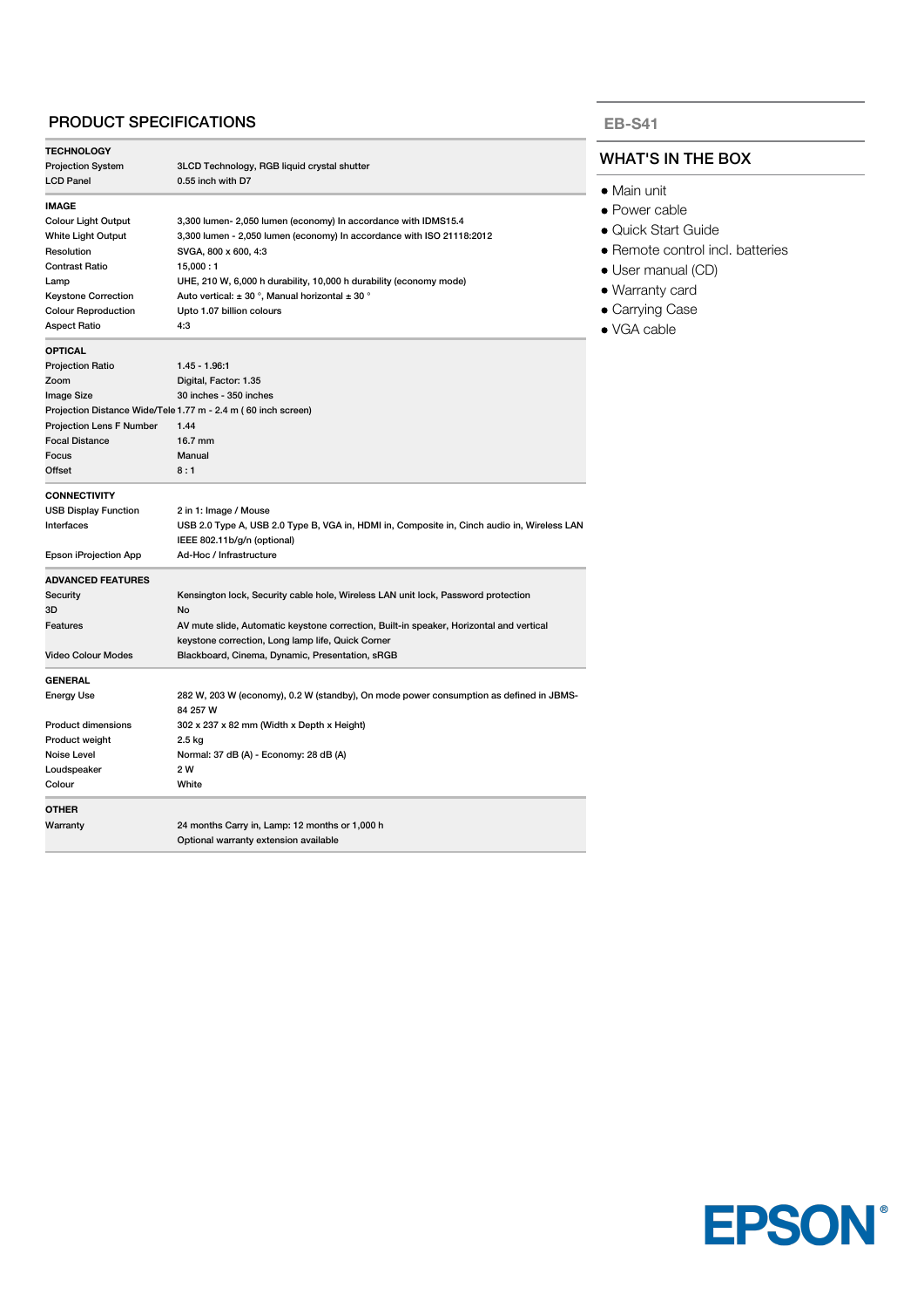## PRODUCT SPECIFICATIONS

| **TECHNOLOGY** | |
|---|---|
| Projection System | 3LCD Technology, RGB liquid crystal shutter |
| LCD Panel | 0.55 inch with D7 |

| **IMAGE** | |
|---|---|
| Colour Light Output | 3,300 lumen- 2,050 lumen (economy) In accordance with IDMS15.4 |
| White Light Output | 3,300 lumen - 2,050 lumen (economy) In accordance with ISO 21118:2012 |
| Resolution | SVGA, 800 x 600, 4:3 |
| Contrast Ratio | 15,000 : 1 |
| Lamp | UHE, 210 W, 6,000 h durability, 10,000 h durability (economy mode) |
| Keystone Correction | Auto vertical: ± 30 °, Manual horizontal ± 30 ° |
| Colour Reproduction | Upto 1.07 billion colours |
| Aspect Ratio | 4:3 |

| **OPTICAL** | |
|---|---|
| Projection Ratio | 1.45 - 1.96:1 |
| Zoom | Digital, Factor: 1.35 |
| Image Size | 30 inches - 350 inches |
| Projection Distance Wide/Tele | 1.77 m - 2.4 m ( 60 inch screen) |
| Projection Lens F Number | 1.44 |
| Focal Distance | 16.7 mm |
| Focus | Manual |
| Offset | 8 : 1 |

| **CONNECTIVITY** | |
|---|---|
| USB Display Function | 2 in 1: Image / Mouse |
| Interfaces | USB 2.0 Type A, USB 2.0 Type B, VGA in, HDMI in, Composite in, Cinch audio in, Wireless LAN IEEE 802.11b/g/n (optional) |
| Epson iProjection App | Ad-Hoc / Infrastructure |

| **ADVANCED FEATURES** | |
|---|---|
| Security | Kensington lock, Security cable hole, Wireless LAN unit lock, Password protection |
| 3D | No |
| Features | AV mute slide, Automatic keystone correction, Built-in speaker, Horizontal and vertical keystone correction, Long lamp life, Quick Corner |
| Video Colour Modes | Blackboard, Cinema, Dynamic, Presentation, sRGB |

| **GENERAL** | |
|---|---|
| Energy Use | 282 W, 203 W (economy), 0.2 W (standby), On mode power consumption as defined in JBMS-84 257 W |
| Product dimensions | 302 x 237 x 82 mm (Width x Depth x Height) |
| Product weight | 2.5 kg |
| Noise Level | Normal: 37 dB (A) - Economy: 28 dB (A) |
| Loudspeaker | 2 W |
| Colour | White |

| **OTHER** | |
|---|---|
| Warranty | 24 months Carry in, Lamp: 12 months or 1,000 h<br>Optional warranty extension available |

## EB-S41

## WHAT'S IN THE BOX

- Main unit
- Power cable
- Quick Start Guide
- Remote control incl. batteries
- User manual (CD)
- Warranty card
- Carrying Case
- VGA cable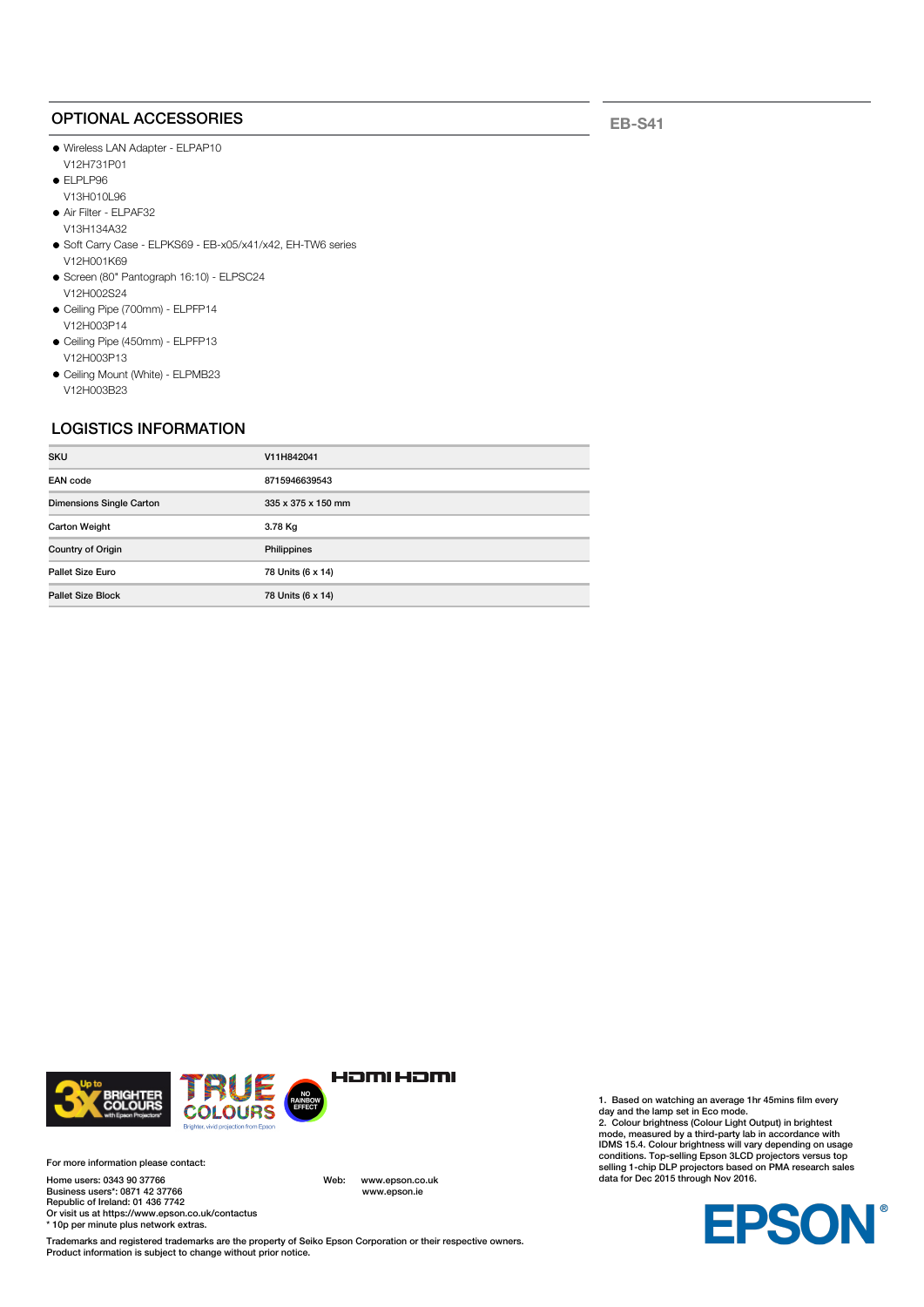## OPTIONAL ACCESSORIES

EB-S41

- Wireless LAN Adapter - ELPAP10
  V12H731P01
- ELPLP96
  V13H010L96
- Air Filter - ELPAF32
  V13H134A32
- Soft Carry Case - ELPKS69 - EB-x05/x41/x42, EH-TW6 series
  V12H001K69
- Screen (80" Pantograph 16:10) - ELPSC24
  V12H002S24
- Ceiling Pipe (700mm) - ELPFP14
  V12H003P14
- Ceiling Pipe (450mm) - ELPFP13
  V12H003P13
- Ceiling Mount (White) - ELPMB23
  V12H003B23

## LOGISTICS INFORMATION

| | |
|---|---|
| SKU | V11H842041 |
| EAN code | 8715946639543 |
| Dimensions Single Carton | 335 x 375 x 150 mm |
| Carton Weight | 3.78 Kg |
| Country of Origin | Philippines |
| Pallet Size Euro | 78 Units (6 x 14) |
| Pallet Size Block | 78 Units (6 x 14) |

1. Based on watching an average 1hr 45mins film every day and the lamp set in Eco mode.
2. Colour brightness (Colour Light Output) in brightest mode, measured by a third-party lab in accordance with IDMS 15.4. Colour brightness will vary depending on usage conditions. Top-selling Epson 3LCD projectors versus top selling 1-chip DLP projectors based on PMA research sales data for Dec 2015 through Nov 2016.

For more information please contact:

Home users: 0343 90 37766
Business users*: 0871 42 37766
Republic of Ireland: 01 436 7742
Or visit us at https://www.epson.co.uk/contactus
* 10p per minute plus network extras.

Web: www.epson.co.uk
www.epson.ie

Trademarks and registered trademarks are the property of Seiko Epson Corporation or their respective owners.
Product information is subject to change without prior notice.